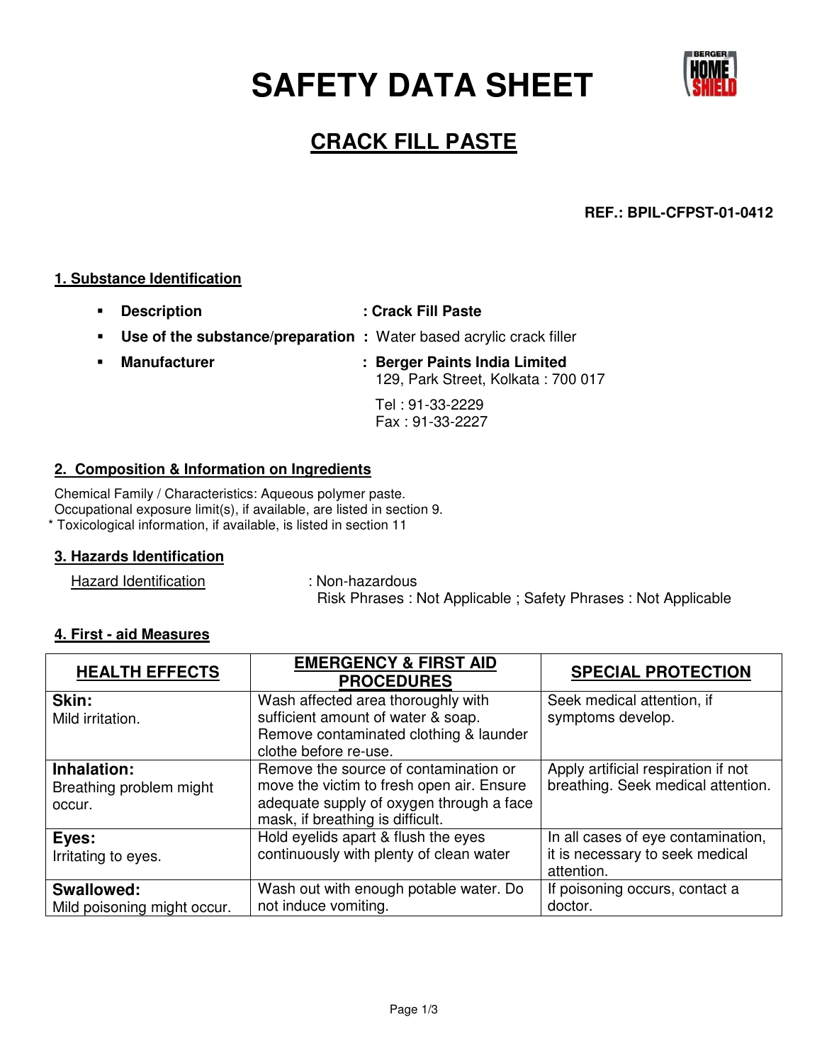# SAFETY DATA SHEET

## CRACK FILL PASTE

**REF.: BPIL-CFPST-01-0412**

### 1. Substance Identification

- **Description** : **Crack Fill Paste**
- **Use of the substance/preparation** : Water based acrylic crack filler
- **Manufacturer** : **Berger Paints India Limited**
  129, Park Street, Kolkata : 700 017

  Tel : 91-33-2229
  Fax : 91-33-2227

### 2. Composition & Information on Ingredients

Chemical Family / Characteristics: Aqueous polymer paste.
Occupational exposure limit(s), if available, are listed in section 9.
* Toxicological information, if available, is listed in section 11

### 3. Hazards Identification

Hazard Identification : Non-hazardous
Risk Phrases : Not Applicable ; Safety Phrases : Not Applicable

### 4. First - aid Measures

| HEALTH EFFECTS | EMERGENCY & FIRST AID PROCEDURES | SPECIAL PROTECTION |
|---|---|---|
| **Skin:** Mild irritation. | Wash affected area thoroughly with sufficient amount of water & soap. Remove contaminated clothing & launder clothe before re-use. | Seek medical attention, if symptoms develop. |
| **Inhalation:** Breathing problem might occur. | Remove the source of contamination or move the victim to fresh open air. Ensure adequate supply of oxygen through a face mask, if breathing is difficult. | Apply artificial respiration if not breathing. Seek medical attention. |
| **Eyes:** Irritating to eyes. | Hold eyelids apart & flush the eyes continuously with plenty of clean water | In all cases of eye contamination, it is necessary to seek medical attention. |
| **Swallowed:** Mild poisoning might occur. | Wash out with enough potable water. Do not induce vomiting. | If poisoning occurs, contact a doctor. |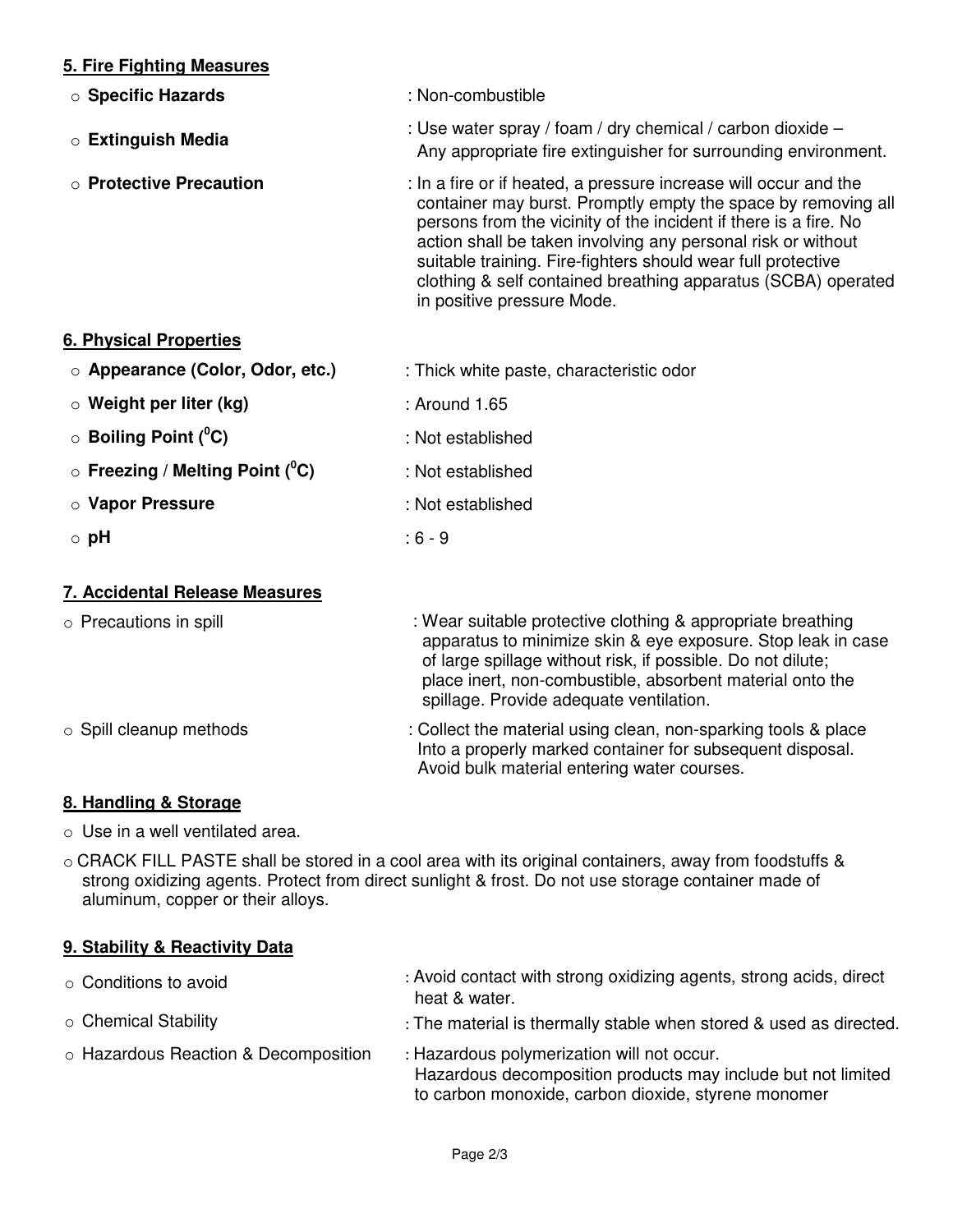## 5. Fire Fighting Measures

- **Specific Hazards** : Non-combustible
- **Extinguish Media** : Use water spray / foam / dry chemical / carbon dioxide – Any appropriate fire extinguisher for surrounding environment.
- **Protective Precaution** : In a fire or if heated, a pressure increase will occur and the container may burst. Promptly empty the space by removing all persons from the vicinity of the incident if there is a fire. No action shall be taken involving any personal risk or without suitable training. Fire-fighters should wear full protective clothing & self contained breathing apparatus (SCBA) operated in positive pressure Mode.

## 6. Physical Properties

- **Appearance (Color, Odor, etc.)** : Thick white paste, characteristic odor
- **Weight per liter (kg)** : Around 1.65
- **Boiling Point ($^0$C)** : Not established
- **Freezing / Melting Point ($^0$C)** : Not established
- **Vapor Pressure** : Not established
- **pH** : 6 - 9

## 7. Accidental Release Measures

- Precautions in spill : Wear suitable protective clothing & appropriate breathing apparatus to minimize skin & eye exposure. Stop leak in case of large spillage without risk, if possible. Do not dilute; place inert, non-combustible, absorbent material onto the spillage. Provide adequate ventilation.
- Spill cleanup methods : Collect the material using clean, non-sparking tools & place Into a properly marked container for subsequent disposal. Avoid bulk material entering water courses.

## 8. Handling & Storage

- Use in a well ventilated area.
- CRACK FILL PASTE shall be stored in a cool area with its original containers, away from foodstuffs & strong oxidizing agents. Protect from direct sunlight & frost. Do not use storage container made of aluminum, copper or their alloys.

## 9. Stability & Reactivity Data

- Conditions to avoid : Avoid contact with strong oxidizing agents, strong acids, direct heat & water.
- Chemical Stability : The material is thermally stable when stored & used as directed.
- Hazardous Reaction & Decomposition : Hazardous polymerization will not occur. Hazardous decomposition products may include but not limited to carbon monoxide, carbon dioxide, styrene monomer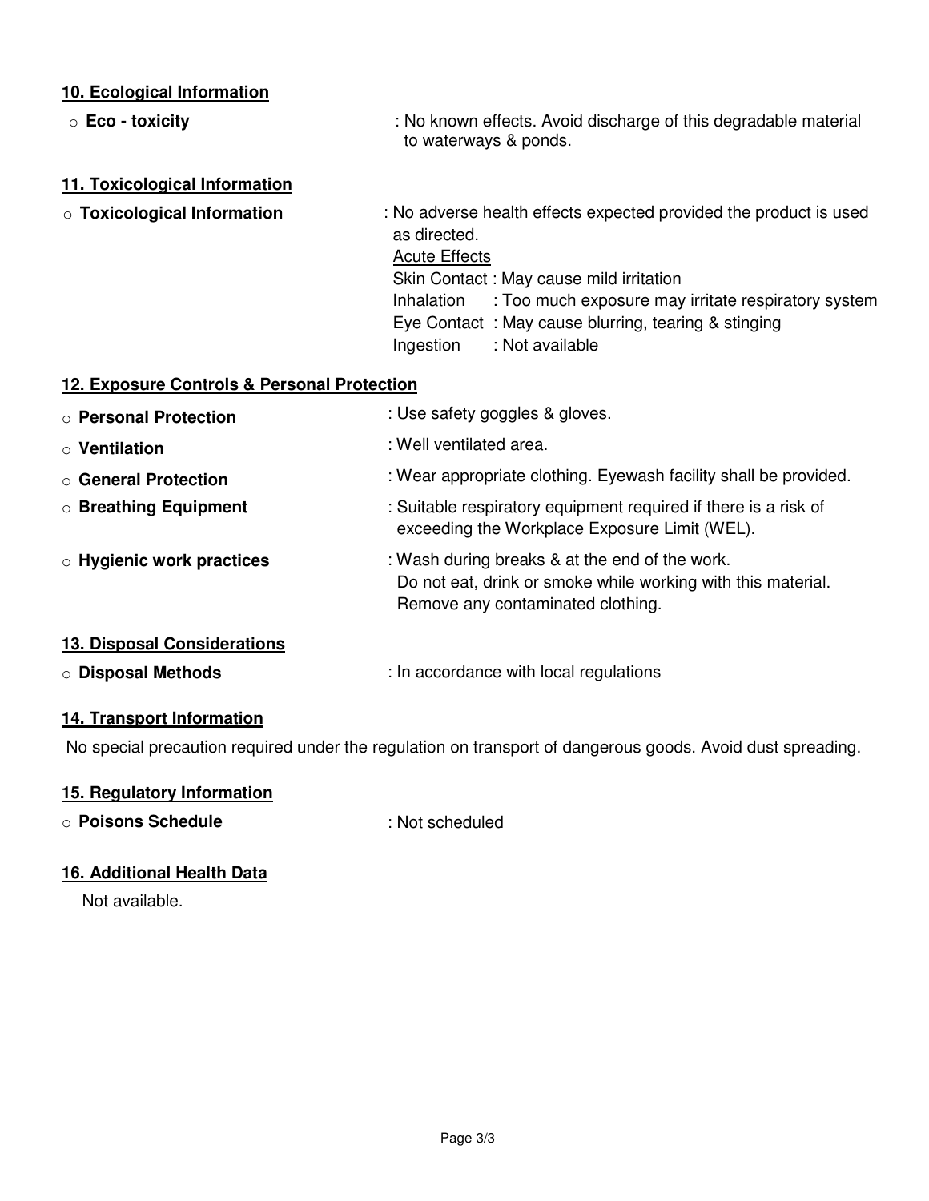## 10. Ecological Information

- **Eco - toxicity** : No known effects. Avoid discharge of this degradable material to waterways & ponds.

## 11. Toxicological Information

- **Toxicological Information** : No adverse health effects expected provided the product is used as directed.

  Acute Effects

  Skin Contact : May cause mild irritation

  Inhalation : Too much exposure may irritate respiratory system

  Eye Contact : May cause blurring, tearing & stinging

  Ingestion : Not available

## 12. Exposure Controls & Personal Protection

- **Personal Protection** : Use safety goggles & gloves.
- **Ventilation** : Well ventilated area.
- **General Protection** : Wear appropriate clothing. Eyewash facility shall be provided.
- **Breathing Equipment** : Suitable respiratory equipment required if there is a risk of exceeding the Workplace Exposure Limit (WEL).
- **Hygienic work practices** : Wash during breaks & at the end of the work.
  Do not eat, drink or smoke while working with this material.
  Remove any contaminated clothing.

## 13. Disposal Considerations

- **Disposal Methods** : In accordance with local regulations

## 14. Transport Information

No special precaution required under the regulation on transport of dangerous goods. Avoid dust spreading.

## 15. Regulatory Information

- **Poisons Schedule** : Not scheduled

## 16. Additional Health Data

Not available.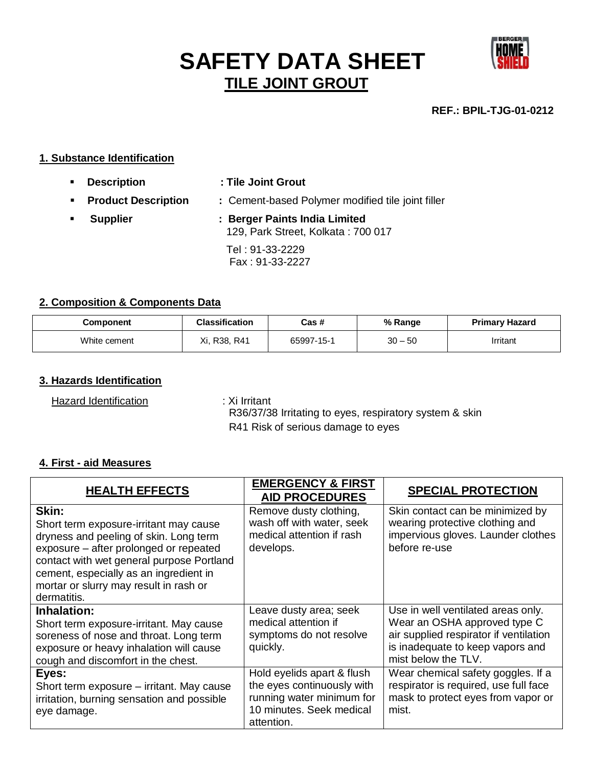# SAFETY DATA SHEET

## TILE JOINT GROUT

**REF.: BPIL-TJG-01-0212**

### 1. Substance Identification

- **Description** : **Tile Joint Grout**
- **Product Description** : Cement-based Polymer modified tile joint filler
- **Supplier** : **Berger Paints India Limited**
  129, Park Street, Kolkata : 700 017
  Tel : 91-33-2229
  Fax : 91-33-2227

### 2. Composition & Components Data

| Component | Classification | Cas # | % Range | Primary Hazard |
|---|---|---|---|---|
| White cement | Xi, R38, R41 | 65997-15-1 | 30 – 50 | Irritant |

### 3. Hazards Identification

Hazard Identification : Xi Irritant
R36/37/38 Irritating to eyes, respiratory system & skin
R41 Risk of serious damage to eyes

### 4. First - aid Measures

| HEALTH EFFECTS | EMERGENCY & FIRST AID PROCEDURES | SPECIAL PROTECTION |
|---|---|---|
| **Skin:** Short term exposure-irritant may cause dryness and peeling of skin. Long term exposure – after prolonged or repeated contact with wet general purpose Portland cement, especially as an ingredient in mortar or slurry may result in rash or dermatitis. | Remove dusty clothing, wash off with water, seek medical attention if rash develops. | Skin contact can be minimized by wearing protective clothing and impervious gloves. Launder clothes before re-use |
| **Inhalation:** Short term exposure-irritant. May cause soreness of nose and throat. Long term exposure or heavy inhalation will cause cough and discomfort in the chest. | Leave dusty area; seek medical attention if symptoms do not resolve quickly. | Use in well ventilated areas only. Wear an OSHA approved type C air supplied respirator if ventilation is inadequate to keep vapors and mist below the TLV. |
| **Eyes:** Short term exposure – irritant. May cause irritation, burning sensation and possible eye damage. | Hold eyelids apart & flush the eyes continuously with running water minimum for 10 minutes. Seek medical attention. | Wear chemical safety goggles. If a respirator is required, use full face mask to protect eyes from vapor or mist. |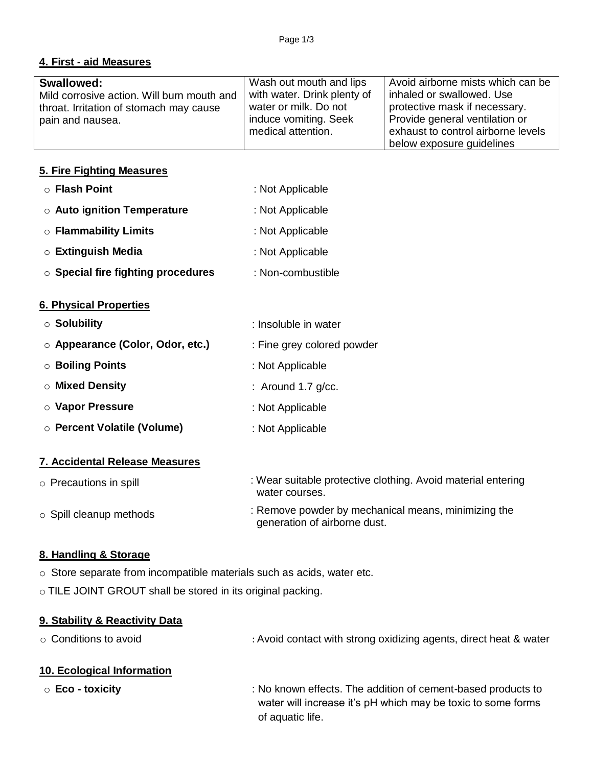## 4. First - aid Measures

| **Swallowed:** Mild corrosive action. Will burn mouth and throat. Irritation of stomach may cause pain and nausea. | Wash out mouth and lips with water. Drink plenty of water or milk. Do not induce vomiting. Seek medical attention. | Avoid airborne mists which can be inhaled or swallowed. Use protective mask if necessary. Provide general ventilation or exhaust to control airborne levels below exposure guidelines |
|---|---|---|

## 5. Fire Fighting Measures

- **Flash Point** : Not Applicable
- **Auto ignition Temperature** : Not Applicable
- **Flammability Limits** : Not Applicable
- **Extinguish Media** : Not Applicable
- **Special fire fighting procedures** : Non-combustible

## 6. Physical Properties

- **Solubility** : Insoluble in water
- **Appearance (Color, Odor, etc.)** : Fine grey colored powder
- **Boiling Points** : Not Applicable
- **Mixed Density** : Around 1.7 g/cc.
- **Vapor Pressure** : Not Applicable
- **Percent Volatile (Volume)** : Not Applicable

## 7. Accidental Release Measures

- Precautions in spill : Wear suitable protective clothing. Avoid material entering water courses.
- Spill cleanup methods : Remove powder by mechanical means, minimizing the generation of airborne dust.

## 8. Handling & Storage

- Store separate from incompatible materials such as acids, water etc.
- TILE JOINT GROUT shall be stored in its original packing.

## 9. Stability & Reactivity Data

- Conditions to avoid : Avoid contact with strong oxidizing agents, direct heat & water

## 10. Ecological Information

- **Eco - toxicity** : No known effects. The addition of cement-based products to water will increase it's pH which may be toxic to some forms of aquatic life.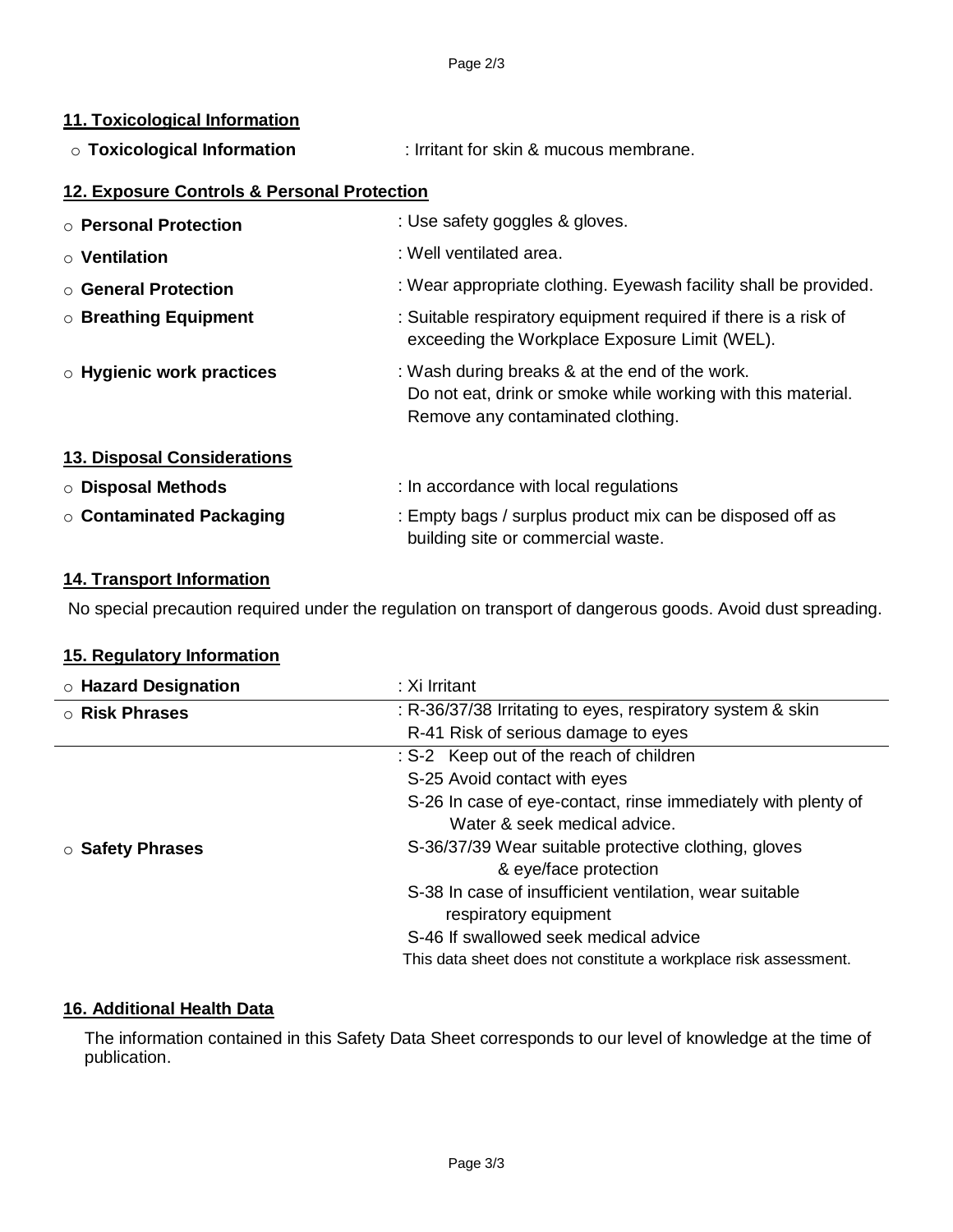## 11. Toxicological Information

- **Toxicological Information** : Irritant for skin & mucous membrane.

## 12. Exposure Controls & Personal Protection

- **Personal Protection** : Use safety goggles & gloves.
- **Ventilation** : Well ventilated area.
- **General Protection** : Wear appropriate clothing. Eyewash facility shall be provided.
- **Breathing Equipment** : Suitable respiratory equipment required if there is a risk of exceeding the Workplace Exposure Limit (WEL).
- **Hygienic work practices** : Wash during breaks & at the end of the work. Do not eat, drink or smoke while working with this material. Remove any contaminated clothing.

## 13. Disposal Considerations

- **Disposal Methods** : In accordance with local regulations
- **Contaminated Packaging** : Empty bags / surplus product mix can be disposed off as building site or commercial waste.

## 14. Transport Information

No special precaution required under the regulation on transport of dangerous goods. Avoid dust spreading.

## 15. Regulatory Information

| | |
|---|---|
| ○ **Hazard Designation** | : Xi Irritant |
| ○ **Risk Phrases** | : R-36/37/38 Irritating to eyes, respiratory system & skin<br>R-41 Risk of serious damage to eyes |
| ○ **Safety Phrases** | : S-2 Keep out of the reach of children<br>S-25 Avoid contact with eyes<br>S-26 In case of eye-contact, rinse immediately with plenty of Water & seek medical advice.<br>S-36/37/39 Wear suitable protective clothing, gloves & eye/face protection<br>S-38 In case of insufficient ventilation, wear suitable respiratory equipment<br>S-46 If swallowed seek medical advice<br>This data sheet does not constitute a workplace risk assessment. |

## 16. Additional Health Data

The information contained in this Safety Data Sheet corresponds to our level of knowledge at the time of publication.